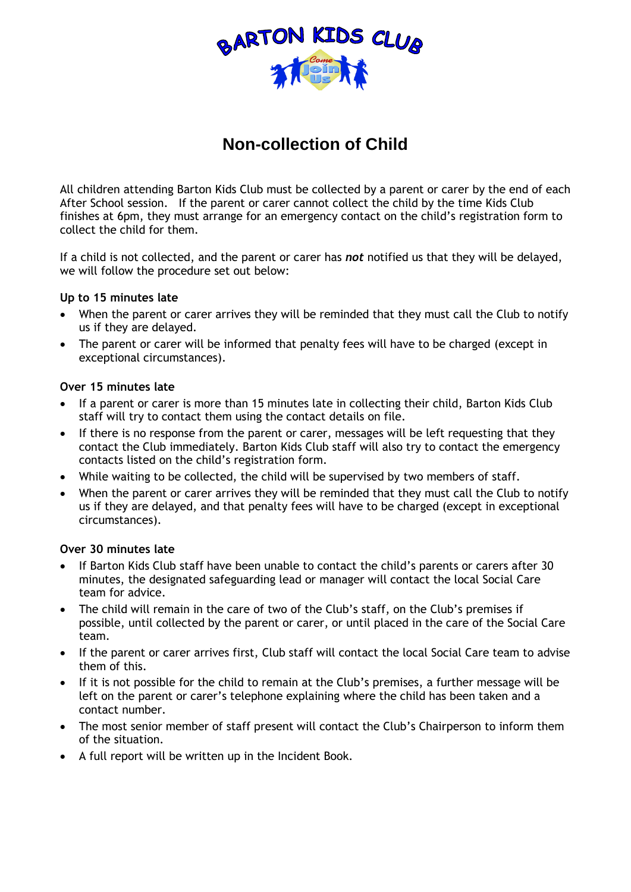# Non-collection of Child

All children attending Barton Kids Club must be collected by a parent or carer by the end of each After School session. If the parent or carer cannot collect the child by the time Kids Club finishes at 6pm, they must arrange for an emergency contact on the child's registration form to collect the child for them.

If a child is not collected, and the parent or carer has ***not*** notified us that they will be delayed, we will follow the procedure set out below:

**Up to 15 minutes late**

- When the parent or carer arrives they will be reminded that they must call the Club to notify us if they are delayed.
- The parent or carer will be informed that penalty fees will have to be charged (except in exceptional circumstances).

**Over 15 minutes late**

- If a parent or carer is more than 15 minutes late in collecting their child, Barton Kids Club staff will try to contact them using the contact details on file.
- If there is no response from the parent or carer, messages will be left requesting that they contact the Club immediately. Barton Kids Club staff will also try to contact the emergency contacts listed on the child's registration form.
- While waiting to be collected, the child will be supervised by two members of staff.
- When the parent or carer arrives they will be reminded that they must call the Club to notify us if they are delayed, and that penalty fees will have to be charged (except in exceptional circumstances).

**Over 30 minutes late**

- If Barton Kids Club staff have been unable to contact the child's parents or carers after 30 minutes, the designated safeguarding lead or manager will contact the local Social Care team for advice.
- The child will remain in the care of two of the Club's staff, on the Club's premises if possible, until collected by the parent or carer, or until placed in the care of the Social Care team.
- If the parent or carer arrives first, Club staff will contact the local Social Care team to advise them of this.
- If it is not possible for the child to remain at the Club's premises, a further message will be left on the parent or carer's telephone explaining where the child has been taken and a contact number.
- The most senior member of staff present will contact the Club's Chairperson to inform them of the situation.
- A full report will be written up in the Incident Book.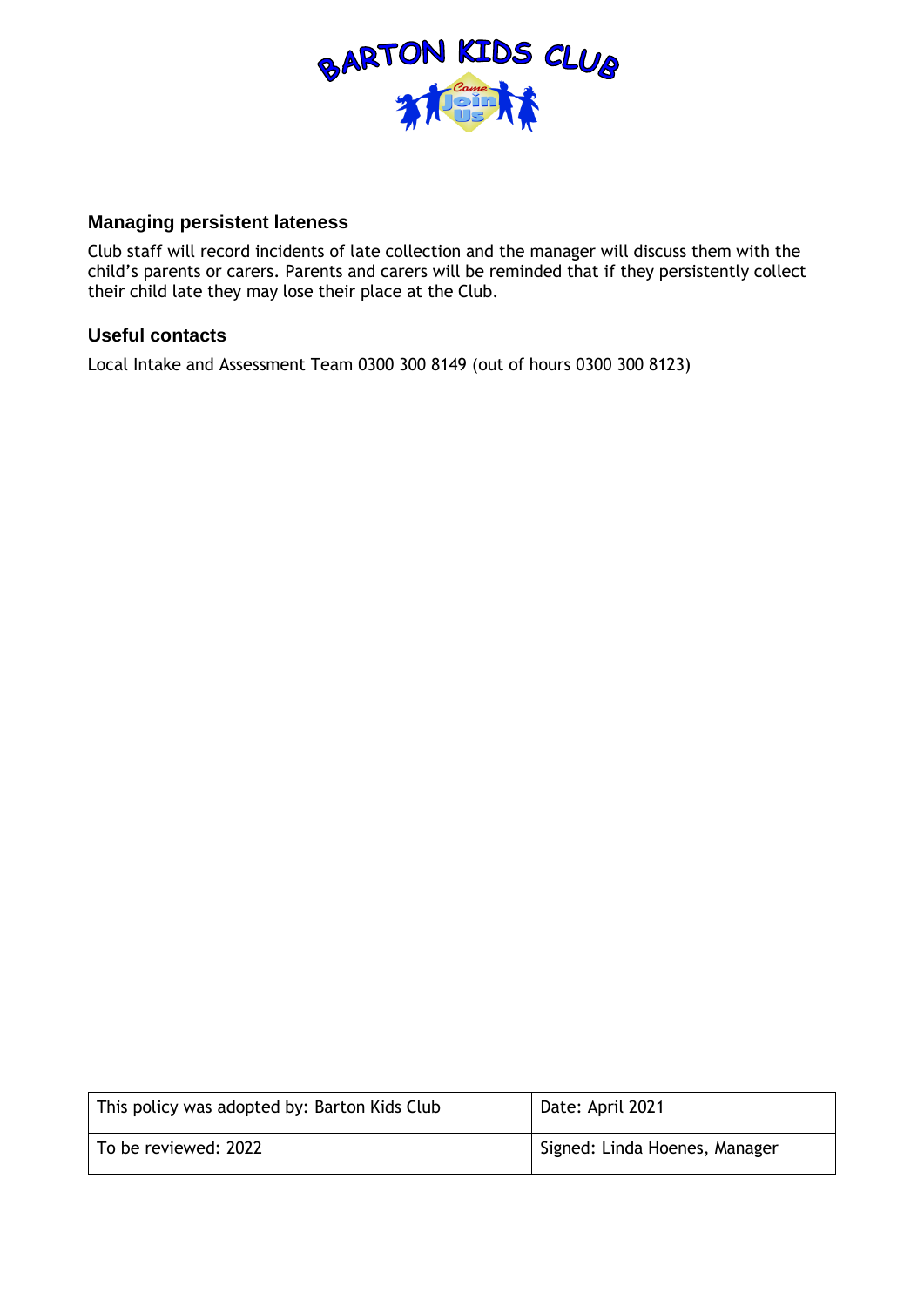BARTON KIDS CLUB

## Managing persistent lateness

Club staff will record incidents of late collection and the manager will discuss them with the child's parents or carers. Parents and carers will be reminded that if they persistently collect their child late they may lose their place at the Club.

## Useful contacts

Local Intake and Assessment Team 0300 300 8149 (out of hours 0300 300 8123)

| | |
|---|---|
| This policy was adopted by: Barton Kids Club | Date: April 2021 |
| To be reviewed: 2022 | Signed: Linda Hoenes, Manager |